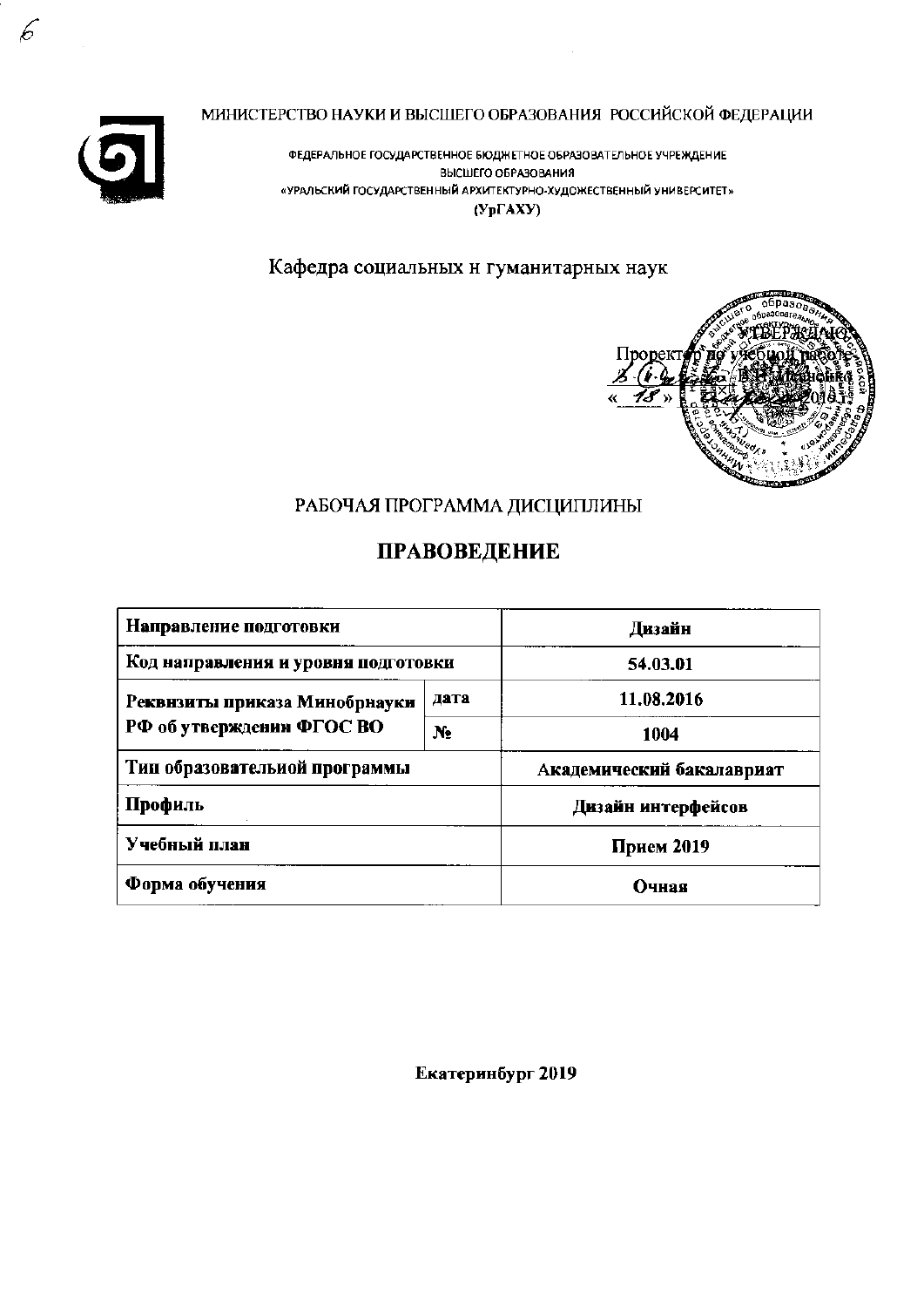МИНИСТЕРСТВО НАУКИ И ВЫСШЕГО ОБРАЗОВАНИЯ РОССИЙСКОЙ ФЕДЕРАЦИИ

ФЕДЕРАЛЬНОЕ ГОСУДАРСТВЕННОЕ БЮДЖЕТНОЕ ОБРАЗОВАТЕЛЬНОЕ УЧРЕЖДЕНИЕ
ВЫСШЕГО ОБРАЗОВАНИЯ
«УРАЛЬСКИЙ ГОСУДАРСТВЕННЫЙ АРХИТЕКТУРНО-ХУДОЖЕСТВЕННЫЙ УНИВЕРСИТЕТ»
(УрГАХУ)

Кафедра социальных н гуманитарных наук

УТВЕРЖДАЮ
Проректор по учебной работе
В.И. Иваненко
« 18 » 2019

# РАБОЧАЯ ПРОГРАММА ДИСЦИПЛИНЫ

# ПРАВОВЕДЕНИЕ

| **Направление подготовки** | | **Дизайн** |
|---|---|---|
| **Код направления и уровня подготовки** | | **54.03.01** |
| **Реквизиты приказа Минобрнауки РФ об утверждении ФГОС ВО** | **дата** | **11.08.2016** |
| | **№** | **1004** |
| **Тип образовательной программы** | | **Академический бакалавриат** |
| **Профиль** | | **Дизайн интерфейсов** |
| **Учебный план** | | **Прием 2019** |
| **Форма обучения** | | **Очная** |

**Екатеринбург 2019**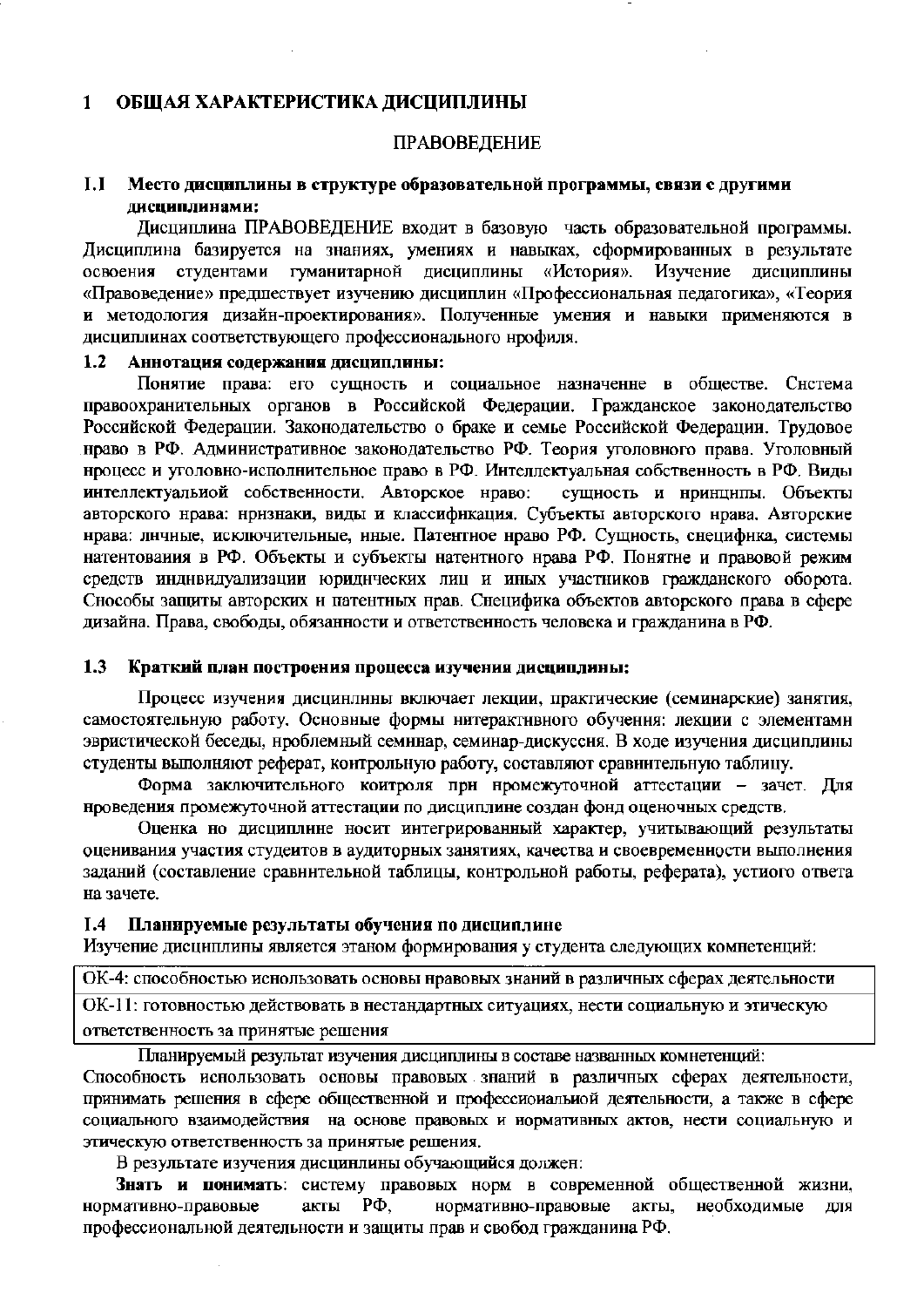# 1 ОБЩАЯ ХАРАКТЕРИСТИКА ДИСЦИПЛИНЫ

ПРАВОВЕДЕНИЕ

## 1.1 Место дисциплины в структуре образовательной программы, связи с другими дисциплинами:

Дисциплина ПРАВОВЕДЕНИЕ входит в базовую часть образовательной программы. Дисциплина базируется на знаниях, умениях и навыках, сформированных в результате освоения студентами гуманитарной дисциплины «История». Изучение дисциплины «Правоведение» предшествует изучению дисциплин «Профессиональная педагогика», «Теория и методология дизайн-проектирования». Полученные умения и навыки применяются в дисциплинах соответствующего профессионального профиля.

## 1.2 Аннотация содержания дисциплины:

Понятие права: его сущность и социальное назначение в обществе. Система правоохранительных органов в Российской Федерации. Гражданское законодательство Российской Федерации. Законодательство о браке и семье Российской Федерации. Трудовое право в РФ. Административное законодательство РФ. Теория уголовного права. Уголовный процесс и уголовно-исполнительное право в РФ. Интеллектуальная собственность в РФ. Виды интеллектуальной собственности. Авторское право: сущность и принципы. Объекты авторского права: признаки, виды и классификация. Субъекты авторского права. Авторские права: личные, исключительные, иные. Патентное право РФ. Сущность, специфика, системы патентования в РФ. Объекты и субъекты патентного права РФ. Понятие и правовой режим средств индивидуализации юридических лиц и иных участников гражданского оборота. Способы защиты авторских и патентных прав. Специфика объектов авторского права в сфере дизайна. Права, свободы, обязанности и ответственность человека и гражданина в РФ.

## 1.3 Краткий план построения процесса изучения дисциплины:

Процесс изучения дисциплины включает лекции, практические (семинарские) занятия, самостоятельную работу. Основные формы интерактивного обучения: лекции с элементами эвристической беседы, проблемный семинар, семинар-дискуссия. В ходе изучения дисциплины студенты выполняют реферат, контрольную работу, составляют сравнительную таблицу.

Форма заключительного контроля при промежуточной аттестации – зачет. Для проведения промежуточной аттестации по дисциплине создан фонд оценочных средств.

Оценка по дисциплине носит интегрированный характер, учитывающий результаты оценивания участия студентов в аудиторных занятиях, качества и своевременности выполнения заданий (составление сравнительной таблицы, контрольной работы, реферата), устного ответа на зачете.

## 1.4 Планируемые результаты обучения по дисциплине

Изучение дисциплины является этапом формирования у студента следующих компетенций:

| |
|---|
| ОК-4: способностью использовать основы правовых знаний в различных сферах деятельности |
| ОК-11: готовностью действовать в нестандартных ситуациях, нести социальную и этическую ответственность за принятые решения |

Планируемый результат изучения дисциплины в составе названных компетенций:

Способность использовать основы правовых знаний в различных сферах деятельности, принимать решения в сфере общественной и профессиональной деятельности, а также в сфере социального взаимодействия на основе правовых и нормативных актов, нести социальную и этическую ответственность за принятые решения.

В результате изучения дисциплины обучающийся должен:

**Знать и понимать**: систему правовых норм в современной общественной жизни, нормативно-правовые акты РФ, нормативно-правовые акты, необходимые для профессиональной деятельности и защиты прав и свобод гражданина РФ.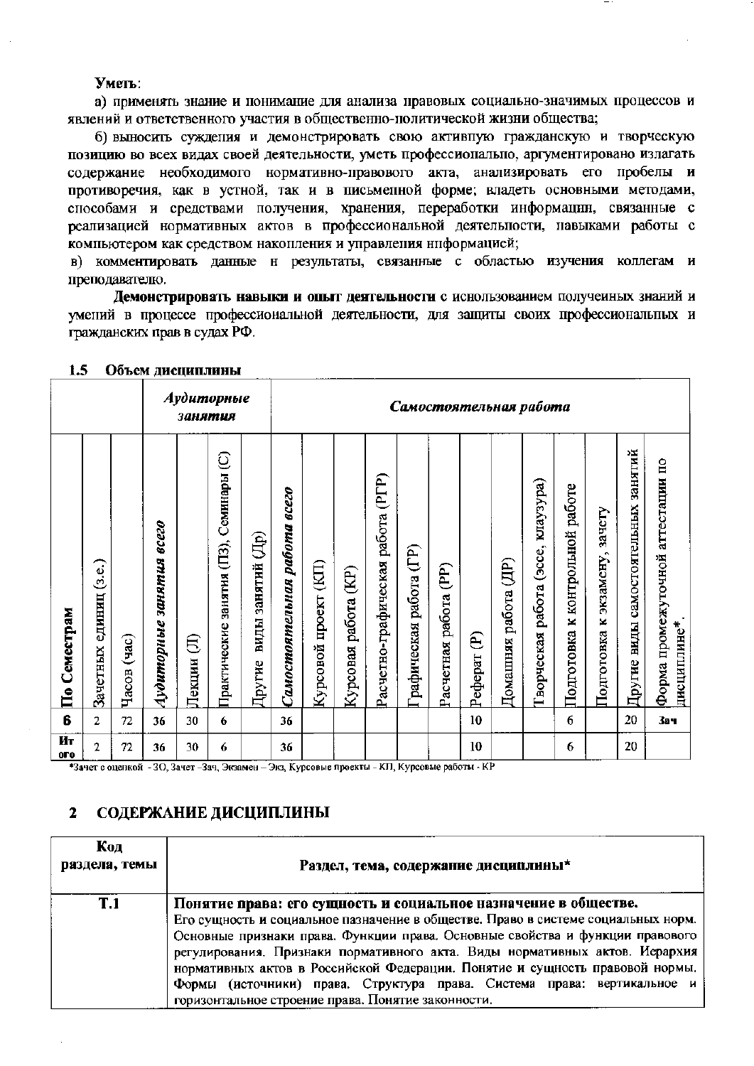**Уметь**:

а) применять знание и понимание для анализа правовых социально-значимых процессов и явлений и ответственного участия в общественно-политической жизни общества;

б) выносить суждения и демонстрировать свою активную гражданскую и творческую позицию во всех видах своей деятельности, уметь профессионально, аргументировано излагать содержание необходимого нормативно-правового акта, анализировать его пробелы и противоречия, как в устной, так и в письменной форме; владеть основными методами, способами и средствами получения, хранения, переработки информации, связанные с реализацией нормативных актов в профессиональной деятельности, навыками работы с компьютером как средством накопления и управления информацией;

в) комментировать данные и результаты, связанные с областью изучения коллегам и преподавателю.

**Демонстрировать навыки и опыт деятельности** с использованием полученных знаний и умений в процессе профессиональной деятельности, для защиты своих профессиональных и гражданских прав в судах РФ.

### 1.5 Объем дисциплины

| | | | ***Аудиторные занятия*** | | | | ***Самостоятельная работа*** | | | | | | | | | | | | | |
|---|---|---|---|---|---|---|---|---|---|---|---|---|---|---|---|---|---|---|---|---|
| **По Семестрам** | Зачетных единиц (з.е.) | Часов (час) | ***Аудиторные занятия всего*** | Лекции (Л) | Практические занятия (ПЗ), Семинары (С) | Другие виды занятий (Др) | ***Самостоятельная работа всего*** | Курсовой проект (КП) | Курсовая работа (КР) | Расчетно-графическая работа (РГР) | Графическая работа (ГР) | Расчетная работа (РР) | Реферат (Р) | Домашняя работа (ДР) | Творческая работа (эссе, клаузура) | Подготовка к контрольной работе | Подготовка к экзамену, зачету | Другие виды самостоятельных занятий | Форма промежуточной аттестации по дисциплине* |
| **6** | 2 | 72 | 36 | 30 | 6 | | 36 | | | | | | 10 | | | 6 | | 20 | **Зач** |
| **Итого** | 2 | 72 | 36 | 30 | 6 | | 36 | | | | | | 10 | | | 6 | | 20 | |

*Зачет с оценкой - ЗО, Зачет –Зач, Экзамен – Экз, Курсовые проекты - КП, Курсовые работы - КР

## 2 СОДЕРЖАНИЕ ДИСЦИПЛИНЫ

| Код раздела, темы | Раздел, тема, содержание дисциплины* |
|---|---|
| **Т.1** | **Понятие права: его сущность и социальное назначение в обществе.** Его сущность и социальное назначение в обществе. Право в системе социальных норм. Основные признаки права. Функции права. Основные свойства и функции правового регулирования. Признаки нормативного акта. Виды нормативных актов. Иерархия нормативных актов в Российской Федерации. Понятие и сущность правовой нормы. Формы (источники) права. Структура права. Система права: вертикальное и горизонтальное строение права. Понятие законности. |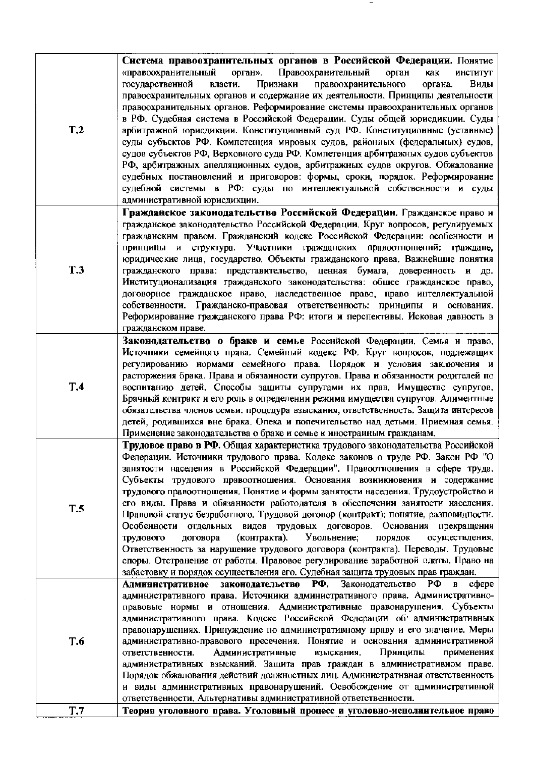| | |
|---|---|
| Т.2 | **Система правоохранительных органов в Российской Федерации.** Понятие «правоохранительный орган». Правоохранительный орган как институт государственной власти. Признаки правоохранительного органа. Виды правоохранительных органов и содержание их деятельности. Принципы деятельности правоохранительных органов. Реформирование системы правоохранительных органов в РФ. Судебная система в Российской Федерации. Суды общей юрисдикции. Суды арбитражной юрисдикции. Конституционный суд РФ. Конституционные (уставные) суды субъектов РФ. Компетенция мировых судов, районных (федеральных) судов, судов субъектов РФ, Верховного суда РФ. Компетенция арбитражных судов субъектов РФ, арбитражных апелляционных судов, арбитражных судов округов. Обжалование судебных постановлений и приговоров: формы, сроки, порядок. Реформирование судебной системы в РФ: суды по интеллектуальной собственности и суды административной юрисдикции. |
| Т.3 | **Гражданское законодательство Российской Федерации.** Гражданское право и гражданское законодательство Российской Федерации. Круг вопросов, регулируемых гражданским правом. Гражданский кодекс Российской Федерации: особенности и принципы и структура. Участники гражданских правоотношений: граждане, юридические лица, государство. Объекты гражданского права. Важнейшие понятия гражданского права: представительство, ценная бумага, доверенность и др. Институционализация гражданского законодательства: общее гражданское право, договорное гражданское право, наследственное право, право интеллектуальной собственности. Гражданско-правовая ответственность: принципы и основания. Реформирование гражданского права РФ: итоги и перспективы. Исковая давность в гражданском праве. |
| Т.4 | **Законодательство о браке и семье** Российской Федерации. Семья и право. Источники семейного права. Семейный кодекс РФ. Круг вопросов, подлежащих регулированию нормами семейного права. Порядок и условия заключения и расторжения брака. Права и обязанности супругов. Права и обязанности родителей по воспитанию детей. Способы защиты супругами их прав. Имущество супругов. Брачный контракт и его роль в определении режима имущества супругов. Алиментные обязательства членов семьи: процедура взыскания, ответственность. Защита интересов детей, родившихся вне брака. Опека и попечительство над детьми. Приемная семья. Применение законодательства о браке и семье к иностранным гражданам. |
| Т.5 | **Трудовое право в РФ.** Общая характеристика трудового законодательства Российской Федерации. Источники трудового права. Кодекс законов о труде РФ. Закон РФ "О занятости населения в Российской Федерации". Правоотношения в сфере труда. Субъекты трудового правоотношения. Основания возникновения и содержание трудового правоотношения. Понятие и формы занятости населения. Трудоустройство и его виды. Права и обязанности работодателя в обеспечении занятости населения. Правовой статус безработного. Трудовой договор (контракт): понятие, разновидности. Особенности отдельных видов трудовых договоров. Основания прекращения трудового договора (контракта). Увольнение; порядок осуществления. Ответственность за нарушение трудового договора (контракта). Переводы. Трудовые споры. Отстранение от работы. Правовое регулирование заработной платы. Право на забастовку и порядок осуществления его. Судебная защита трудовых прав граждан. |
| Т.6 | **Административное законодательство РФ.** Законодательство РФ в сфере административного права. Источники административного права. Административно-правовые нормы и отношения. Административные правонарушения. Субъекты административного права. Кодекс Российской Федерации об административных правонарушениях. Принуждение по административному праву и его значение. Меры административно-правового пресечения. Понятие и основания административной ответственности. Административные взыскания. Принципы применения административных взысканий. Защита прав граждан в административном праве. Порядок обжалования действий должностных лиц. Административная ответственность и виды административных правонарушений. Освобождение от административной ответственности. Альтернативы административной ответственности. |
| Т.7 | **Теория уголовного права. Уголовный процесс и уголовно-исполнительное право** |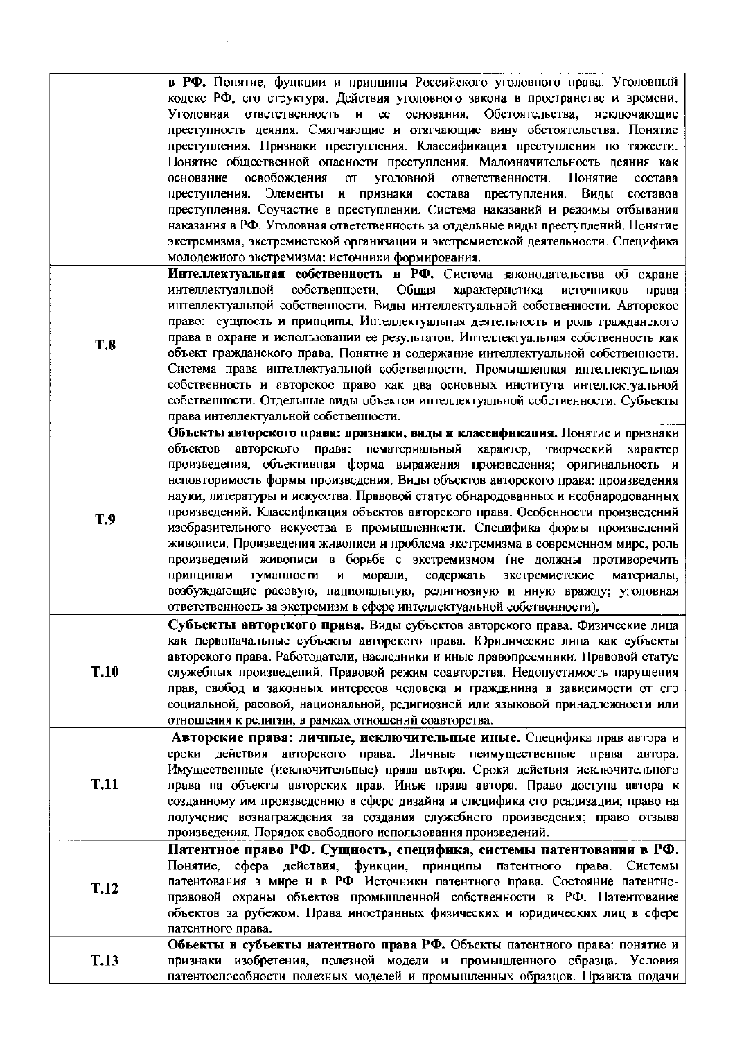| | |
|---|---|
| | **в РФ.** Понятие, функции и принципы Российского уголовного права. Уголовный кодекс РФ, его структура. Действия уголовного закона в пространстве и времени. Уголовная ответственность и ее основания. Обстоятельства, исключающие преступность деяния. Смягчающие и отягчающие вину обстоятельства. Понятие преступления. Признаки преступления. Классификация преступления по тяжести. Понятие общественной опасности преступления. Малозначительность деяния как основание освобождения от уголовной ответственности. Понятие состава преступления. Элементы и признаки состава преступления. Виды составов преступления. Соучастие в преступлении. Система наказаний и режимы отбывания наказания в РФ. Уголовная ответственность за отдельные виды преступлений. Понятие экстремизма, экстремистской организации и экстремистской деятельности. Специфика молодежного экстремизма: источники формирования. |
| **Т.8** | **Интеллектуальная собственность в РФ.** Система законодательства об охране интеллектуальной собственности. Общая характеристика источников права интеллектуальной собственности. Виды интеллектуальной собственности. Авторское право: сущность и принципы. Интеллектуальная деятельность и роль гражданского права в охране и использовании ее результатов. Интеллектуальная собственность как объект гражданского права. Понятие и содержание интеллектуальной собственности. Система права интеллектуальной собственности. Промышленная интеллектуальная собственность и авторское право как два основных института интеллектуальной собственности. Отдельные виды объектов интеллектуальной собственности. Субъекты права интеллектуальной собственности. |
| **Т.9** | **Объекты авторского права: признаки, виды и классификация.** Понятие и признаки объектов авторского права: нематериальный характер, творческий характер произведения, объективная форма выражения произведения; оригинальность и неповторимость формы произведения. Виды объектов авторского права: произведения науки, литературы и искусства. Правовой статус обнародованных и необнародованных произведений. Классификация объектов авторского права. Особенности произведений изобразительного искусства в промышленности. Специфика формы произведений живописи. Произведения живописи и проблема экстремизма в современном мире, роль произведений живописи в борьбе с экстремизмом (не должны противоречить принципам гуманности и морали, содержать экстремистские материалы, возбуждающие расовую, национальную, религиозную и иную вражду; уголовная ответственность за экстремизм в сфере интеллектуальной собственности). |
| **Т.10** | **Субъекты авторского права.** Виды субъектов авторского права. Физические лица как первоначальные субъекты авторского права. Юридические лица как субъекты авторского права. Работодатели, наследники и иные правопреемники. Правовой статус служебных произведений. Правовой режим соавторства. Недопустимость нарушения прав, свобод и законных интересов человека и гражданина в зависимости от его социальной, расовой, национальной, религиозной или языковой принадлежности или отношения к религии, в рамках отношений соавторства. |
| **Т.11** | **Авторские права: личные, исключительные иные.** Специфика прав автора и сроки действия авторского права. Личные неимущественные права автора. Имущественные (исключительные) права автора. Сроки действия исключительного права на объекты авторских прав. Иные права автора. Право доступа автора к созданному им произведению в сфере дизайна и специфика его реализации; право на получение вознаграждения за создания служебного произведения; право отзыва произведения. Порядок свободного использования произведений. |
| **Т.12** | **Патентное право РФ. Сущность, специфика, системы патентования в РФ.** Понятие, сфера действия, функции, принципы патентного права. Системы патентования в мире и в РФ. Источники патентного права. Состояние патентно-правовой охраны объектов промышленной собственности в РФ. Патентование объектов за рубежом. Права иностранных физических и юридических лиц в сфере патентного права. |
| **Т.13** | **Объекты и субъекты патентного права РФ.** Объекты патентного права: понятие и признаки изобретения, полезной модели и промышленного образца. Условия патентоспособности полезных моделей и промышленных образцов. Правила подачи |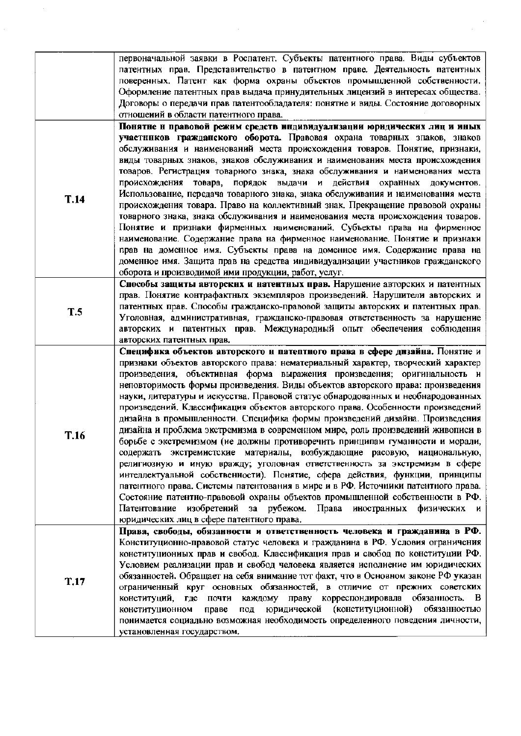| | |
|---|---|
| | первоначальной заявки в Роспатент. Субъекты патентного права. Виды субъектов патентных прав. Представительство в патентном праве. Деятельность патентных поверенных. Патент как форма охраны объектов промышленной собственности. Оформление патентных прав выдача принудительных лицензий в интересах общества. Договоры о передачи прав патентообладателя: понятие и виды. Состояние договорных отношений в области патентного права. |
| **Т.14** | **Понятие и правовой режим средств индивидуализации юридических лиц и иных участников гражданского оборота.** Правовая охрана товарных знаков, знаков обслуживания и наименований места происхождения товаров. Понятие, признаки, виды товарных знаков, знаков обслуживания и наименования места происхождения товаров. Регистрация товарного знака, знака обслуживания и наименования места происхождения товара, порядок выдачи и действия охранных документов. Использование, передача товарного знака, знака обслуживания и наименования места происхождения товара. Право на коллективный знак. Прекращение правовой охраны товарного знака, знака обслуживания и наименования места происхождения товаров. Понятие и признаки фирменных наименований. Субъекты права на фирменное наименование. Содержание права на фирменное наименование. Понятие и признаки прав на доменное имя. Субъекты права на доменное имя. Содержание права на доменное имя. Защита прав на средства индивидуализации участников гражданского оборота и производимой ими продукции, работ, услуг. |
| **Т.5** | **Способы защиты авторских и патентных прав.** Нарушение авторских и патентных прав. Понятие контрафактных экземпляров произведений. Нарушители авторских и патентных прав. Способы гражданско-правовой защиты авторских и патентных прав. Уголовная, административная, гражданско-правовая ответственность за нарушение авторских и патентных прав. Международный опыт обеспечения соблюдения авторских патентных прав. |
| **Т.16** | **Специфика объектов авторского и патентного права в сфере дизайна.** Понятие и признаки объектов авторского права: нематериальный характер, творческий характер произведения, объективная форма выражения произведения; оригинальность и неповторимость формы произведения. Виды объектов авторского права: произведения науки, литературы и искусства. Правовой статус обнародованных и необнародованных произведений. Классификация объектов авторского права. Особенности произведений дизайна в промышленности. Специфика формы произведений дизайна. Произведения дизайна и проблема экстремизма в современном мире, роль произведений живописи в борьбе с экстремизмом (не должны противоречить принципам гуманности и морали, содержать экстремистские материалы, возбуждающие расовую, национальную, религиозную и иную вражду; уголовная ответственность за экстремизм в сфере интеллектуальной собственности). Понятие, сфера действия, функции, принципы патентного права. Системы патентования в мире и в РФ. Источники патентного права. Состояние патентно-правовой охраны объектов промышленной собственности в РФ. Патентование изобретений за рубежом. Права иностранных физических и юридических лиц в сфере патентного права. |
| **Т.17** | **Права, свободы, обязанности и ответственность человека и гражданина в РФ.** Конституционно-правовой статус человека и гражданина в РФ. Условия ограничения конституционных прав и свобод. Классификация прав и свобод по конституции РФ. Условием реализации прав и свобод человека является исполнение им юридических обязанностей. Обращает на себя внимание тот факт, что в Основном законе РФ указан ограниченный круг основных обязанностей, в отличие от прежних советских конституций, где почти каждому праву корреспондировала обязанность. В конституционном праве под юридической (конституционной) обязанностью понимается социально возможная необходимость определенного поведения личности, установленная государством. |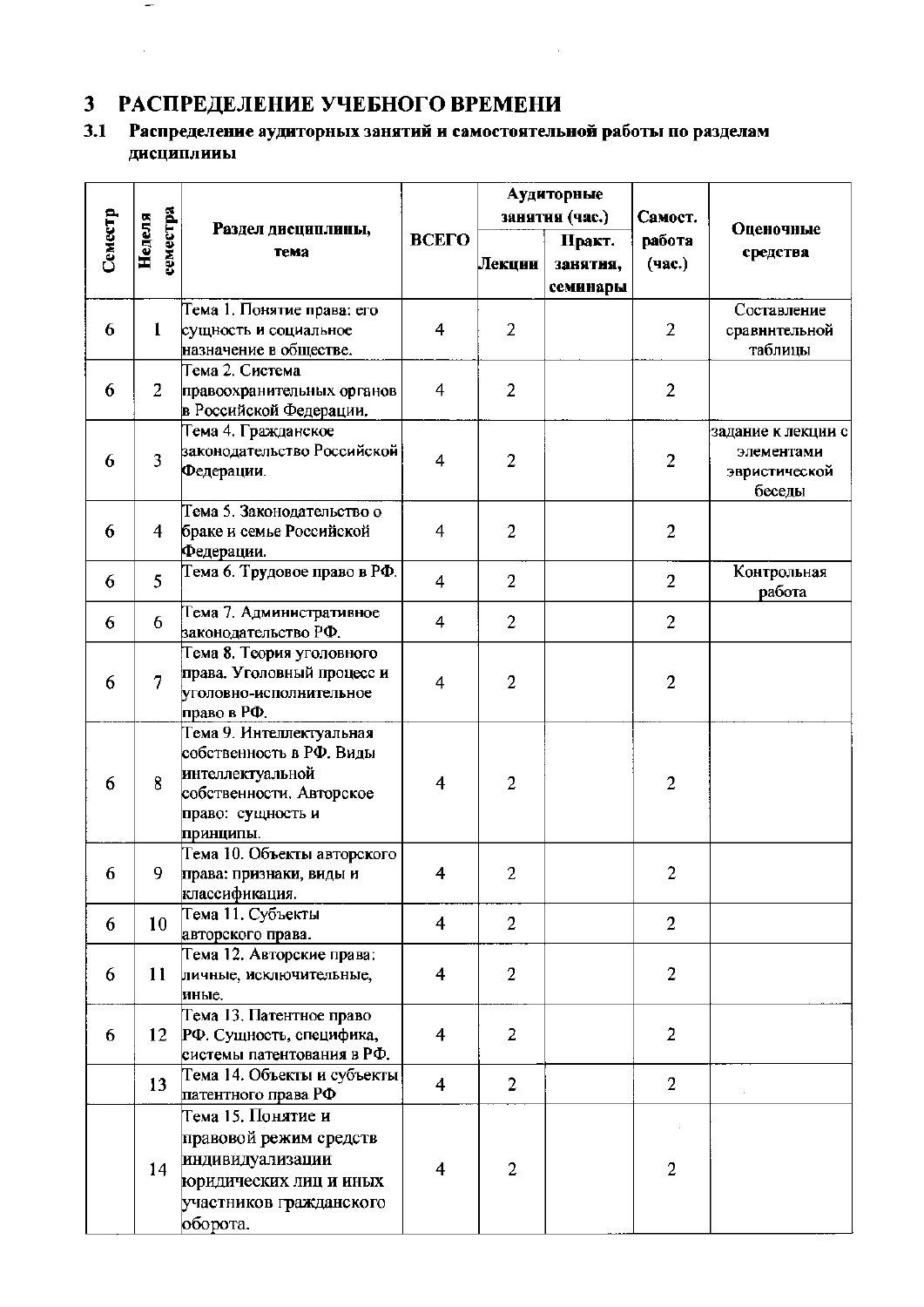## 3 РАСПРЕДЕЛЕНИЕ УЧЕБНОГО ВРЕМЕНИ

### 3.1 Распределение аудиторных занятий и самостоятельной работы по разделам дисциплины

| Семестр | Неделя семестра | Раздел дисциплины, тема | ВСЕГО | Аудиторные занятия (час.) | | Самост. работа (час.) | Оценочные средства |
|---|---|---|---|---|---|---|---|
| | | | | Лекции | Практ. занятия, семинары | | |
| 6 | 1 | Тема 1. Понятие права: его сущность и социальное назначение в обществе. | 4 | 2 | | 2 | Составление сравнительной таблицы |
| 6 | 2 | Тема 2. Система правоохранительных органов в Российской Федерации. | 4 | 2 | | 2 | |
| 6 | 3 | Тема 4. Гражданское законодательство Российской Федерации. | 4 | 2 | | 2 | задание к лекции с элементами эвристической беседы |
| 6 | 4 | Тема 5. Законодательство о браке и семье Российской Федерации. | 4 | 2 | | 2 | |
| 6 | 5 | Тема 6. Трудовое право в РФ. | 4 | 2 | | 2 | Контрольная работа |
| 6 | 6 | Тема 7. Административное законодательство РФ. | 4 | 2 | | 2 | |
| 6 | 7 | Тема 8. Теория уголовного права. Уголовный процесс и уголовно-исполнительное право в РФ. | 4 | 2 | | 2 | |
| 6 | 8 | Тема 9. Интеллектуальная собственность в РФ. Виды интеллектуальной собственности. Авторское право: сущность и принципы. | 4 | 2 | | 2 | |
| 6 | 9 | Тема 10. Объекты авторского права: признаки, виды и классификация. | 4 | 2 | | 2 | |
| 6 | 10 | Тема 11. Субъекты авторского права. | 4 | 2 | | 2 | |
| 6 | 11 | Тема 12. Авторские права: личные, исключительные, иные. | 4 | 2 | | 2 | |
| 6 | 12 | Тема 13. Патентное право РФ. Сущность, специфика, системы патентования в РФ. | 4 | 2 | | 2 | |
| | 13 | Тема 14. Объекты и субъекты патентного права РФ | 4 | 2 | | 2 | |
| | 14 | Тема 15. Понятие и правовой режим средств индивидуализации юридических лиц и иных участников гражданского оборота. | 4 | 2 | | 2 | |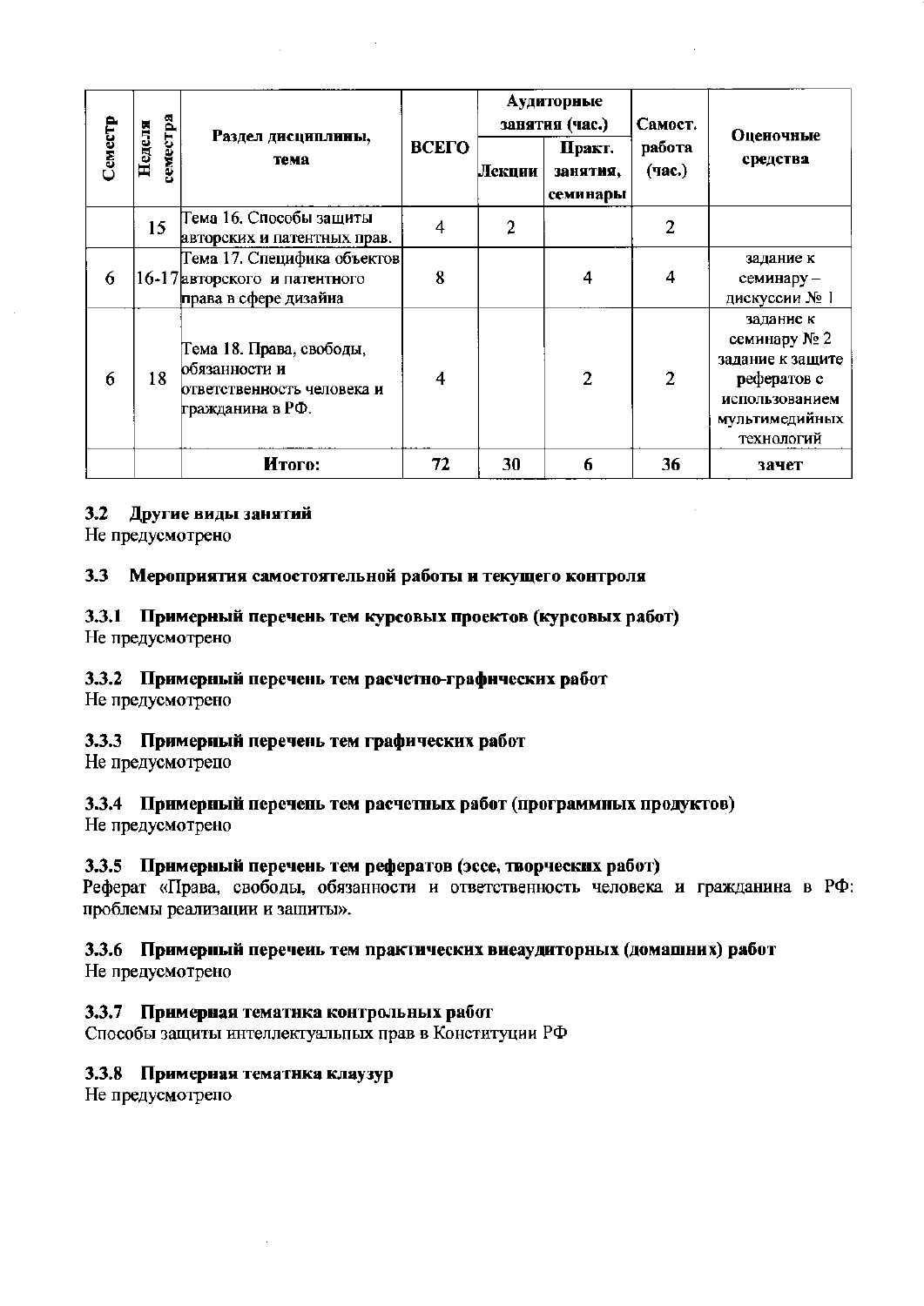| Семестр | Неделя семестра | Раздел дисциплины, тема | ВСЕГО | Аудиторные занятия (час.) | | Самост. работа (час.) | Оценочные средства |
|---|---|---|---|---|---|---|---|
| | | | | Лекции | Практ. занятия, семинары | | |
| | 15 | Тема 16. Способы защиты авторских и патентных прав. | 4 | 2 | | 2 | |
| 6 | 16-17 | Тема 17. Специфика объектов авторского и патентного права в сфере дизайна | 8 | | 4 | 4 | задание к семинару – дискуссии № 1 |
| 6 | 18 | Тема 18. Права, свободы, обязанности и ответственность человека и гражданина в РФ. | 4 | | 2 | 2 | задание к семинару № 2 задание к защите рефератов с использованием мультимедийных технологий |
| | | **Итого:** | **72** | **30** | **6** | **36** | **зачет** |

### 3.2 Другие виды занятий

Не предусмотрено

### 3.3 Мероприятия самостоятельной работы и текущего контроля

#### 3.3.1 Примерный перечень тем курсовых проектов (курсовых работ)

Не предусмотрено

#### 3.3.2 Примерный перечень тем расчетно-графических работ

Не предусмотрено

#### 3.3.3 Примерный перечень тем графических работ

Не предусмотрено

#### 3.3.4 Примерный перечень тем расчетных работ (программных продуктов)

Не предусмотрено

#### 3.3.5 Примерный перечень тем рефератов (эссе, творческих работ)

Реферат «Права, свободы, обязанности и ответственность человека и гражданина в РФ: проблемы реализации и защиты».

#### 3.3.6 Примерный перечень тем практических внеаудиторных (домашних) работ

Не предусмотрено

#### 3.3.7 Примерная тематика контрольных работ

Способы защиты интеллектуальных прав в Конституции РФ

#### 3.3.8 Примерная тематика клаузур

Не предусмотрено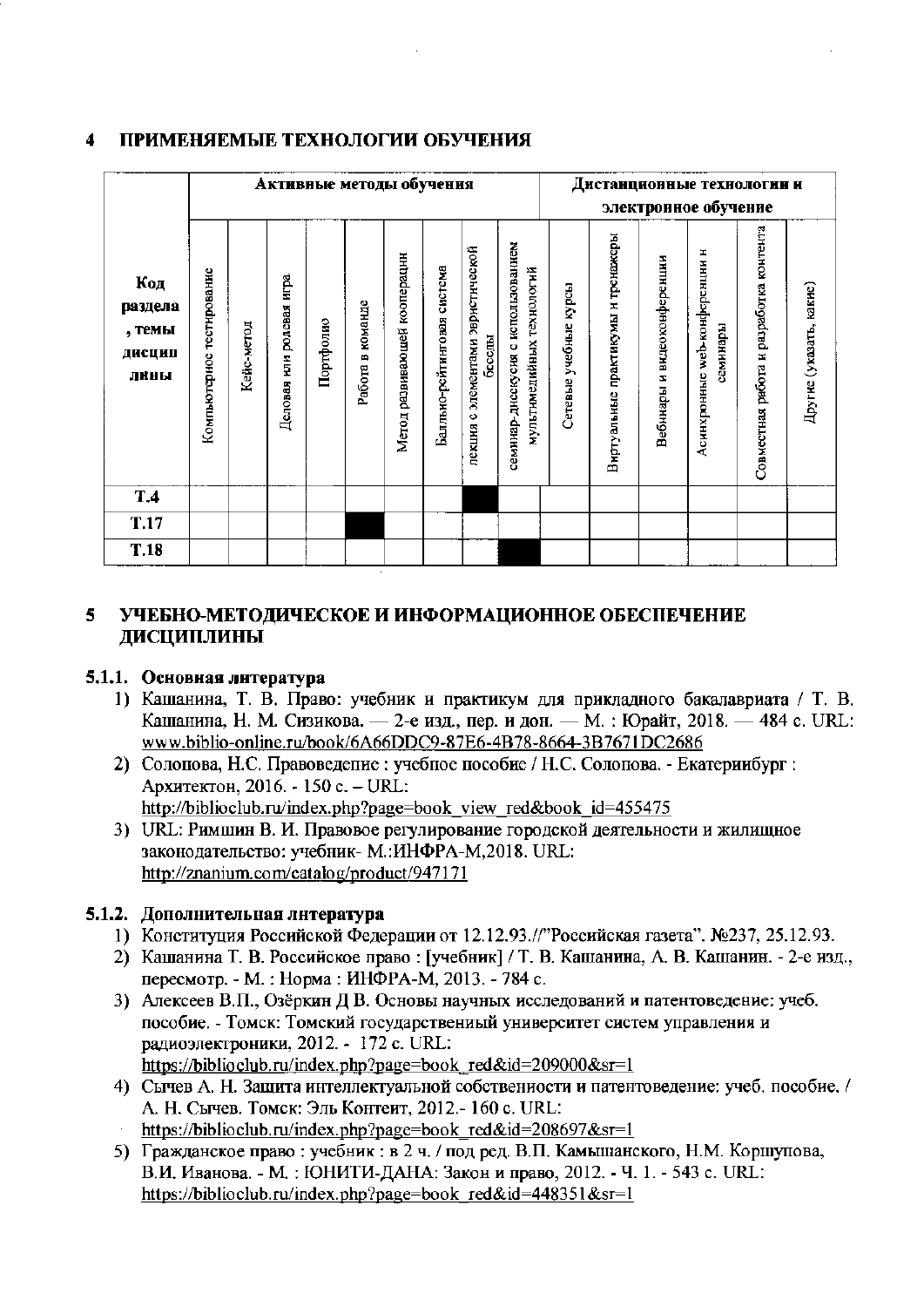## 4 ПРИМЕНЯЕМЫЕ ТЕХНОЛОГИИ ОБУЧЕНИЯ

| Код раздела, темы дисциплины | Активные методы обучения | | | | | | | | | Дистанционные технологии и электронное обучение | | | | | |
|---|---|---|---|---|---|---|---|---|---|---|---|---|---|---|---|
| | Компьютерное тестирование | Кейс-метод | Деловая или ролевая игра | Портфолио | Работа в команде | Метод развивающей кооперации | Балльно-рейтинговая система | лекция с элементами эвристической беседы | семинар-дискуссия с использованием мультимедийных технологий | Сетевые учебные курсы | Виртуальные практикумы и тренажеры | Вебинары и видеоконференции | Асинхронные web-конференции и семинары | Совместная работа и разработка контента | Другие (указать, какие) |
| **Т.4** | | | | | | | | ■ | | | | | | | |
| **Т.17** | | | | | ■ | | | | | | | | | | |
| **Т.18** | | | | | | | | | ■ | | | | | | |

## 5 УЧЕБНО-МЕТОДИЧЕСКОЕ И ИНФОРМАЦИОННОЕ ОБЕСПЕЧЕНИЕ ДИСЦИПЛИНЫ

### 5.1.1. Основная литература

1) Кашанина, Т. В. Право: учебник и практикум для прикладного бакалавриата / Т. В. Кашанина, Н. М. Сизикова. — 2-е изд., пер. и доп. — М. : Юрайт, 2018. — 484 с. URL: www.biblio-online.ru/book/6A66DDC9-87E6-4B78-8664-3B7671DC2686
2) Солопова, Н.С. Правоведение : учебное пособие / Н.С. Солопова. - Екатеринбург : Архитектон, 2016. - 150 с. – URL: http://biblioclub.ru/index.php?page=book_view_red&book_id=455475
3) URL: Римшин В. И. Правовое регулирование городской деятельности и жилищное законодательство: учебник- М.:ИНФРА-М,2018. URL: http://znanium.com/catalog/product/947171

### 5.1.2. Дополнительная литература

1) Конституция Российской Федерации от 12.12.93.//"Российская газета". №237, 25.12.93.
2) Кашанина Т. В. Российское право : [учебник] / Т. В. Кашанина, А. В. Кашанин. - 2-е изд., пересмотр. - М. : Норма : ИНФРА-М, 2013. - 784 с.
3) Алексеев В.П., Озёркин Д В. Основы научных исследований и патентоведение: учеб. пособие. - Томск: Томский государственный университет систем управления и радиоэлектроники, 2012. - 172 с. URL: https://biblioclub.ru/index.php?page=book_red&id=209000&sr=1
4) Сычев А. Н. Защита интеллектуальной собственности и патентоведение: учеб. пособие. / А. Н. Сычев. Томск: Эль Контент, 2012.- 160 с. URL: https://biblioclub.ru/index.php?page=book_red&id=208697&sr=1
5) Гражданское право : учебник : в 2 ч. / под ред. В.П. Камышанского, Н.М. Коршунова, В.И. Иванова. - М. : ЮНИТИ-ДАНА: Закон и право, 2012. - Ч. 1. - 543 с. URL: https://biblioclub.ru/index.php?page=book_red&id=448351&sr=1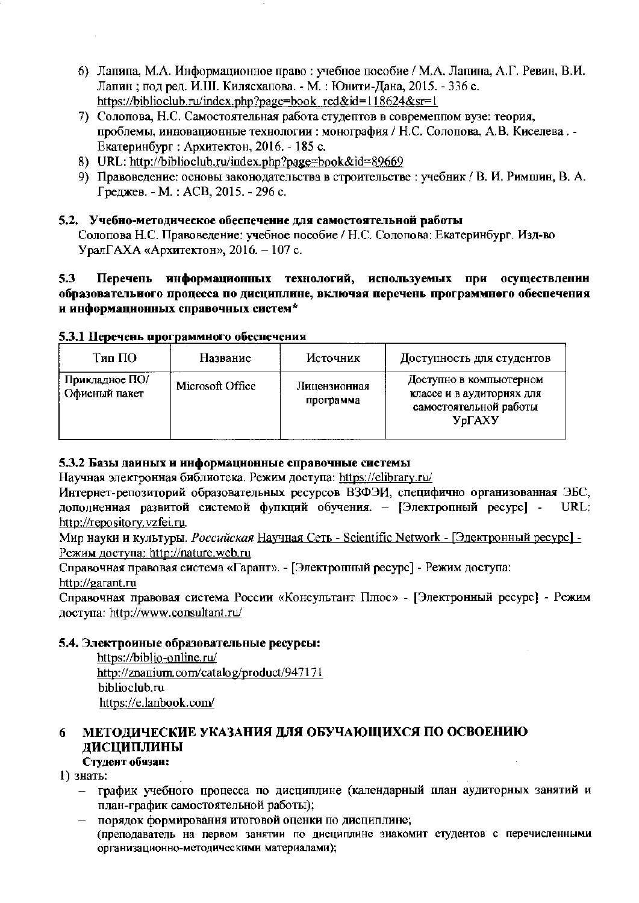6) Лапина, М.А. Информационное право : учебное пособие / М.А. Лапина, А.Г. Ревин, В.И. Лапин ; под ред. И.Ш. Килясханова. - М. : Юнити-Дана, 2015. - 336 с. https://biblioclub.ru/index.php?page=book_red&id=118624&sr=1
7) Солопова, Н.С. Самостоятельная работа студентов в современном вузе: теория, проблемы, инновационные технологии : монография / Н.С. Солопова, А.В. Киселева . - Екатеринбург : Архитектон, 2016. - 185 с.
8) URL: http://biblioclub.ru/index.php?page=book&id=89669
9) Правоведение: основы законодательства в строительстве : учебник / В. И. Римшин, В. А. Греджев. - М. : АСВ, 2015. - 296 с.

### 5.2. Учебно-методическое обеспечение для самостоятельной работы

Солопова Н.С. Правоведение: учебное пособие / Н.С. Солопова: Екатеринбург. Изд-во УралГАХА «Архитектон», 2016. – 107 с.

### 5.3 Перечень информационных технологий, используемых при осуществлении образовательного процесса по дисциплине, включая перечень программного обеспечения и информационных справочных систем*

#### 5.3.1 Перечень программного обеспечения

| Тип ПО | Название | Источник | Доступность для студентов |
|---|---|---|---|
| Прикладное ПО/ Офисный пакет | Microsoft Office | Лицензионная программа | Доступно в компьютерном классе и в аудиториях для самостоятельной работы УрГАХУ |

#### 5.3.2 Базы данных и информационные справочные системы

Научная электронная библиотека. Режим доступа: https://elibrary.ru/

Интернет-репозиторий образовательных ресурсов ВЗФЭИ, специфично организованная ЭБС, дополненная развитой системой функций обучения. – [Электронный ресурс] - URL: http://repository.vzfei.ru.

Мир науки и культуры. *Российская* Научная Сеть - Scientific Network - [Электронный ресурс] - Режим доступа: http://nature.web.ru

Справочная правовая система «Гарант». - [Электронный ресурс] - Режим доступа: http://garant.ru

Справочная правовая система России «Консультант Плюс» - [Электронный ресурс] - Режим доступа: http://www.consultant.ru/

### 5.4. Электронные образовательные ресурсы:

https://biblio-online.ru/
http://znanium.com/catalog/product/947171
biblioclub.ru
https://e.lanbook.com/

## 6 МЕТОДИЧЕСКИЕ УКАЗАНИЯ ДЛЯ ОБУЧАЮЩИХСЯ ПО ОСВОЕНИЮ ДИСЦИПЛИНЫ

**Студент обязан:**

1) знать:

- график учебного процесса по дисциплине (календарный план аудиторных занятий и план-график самостоятельной работы);
- порядок формирования итоговой оценки по дисциплине;
  (преподаватель на первом занятии по дисциплине знакомит студентов с перечисленными организационно-методическими материалами);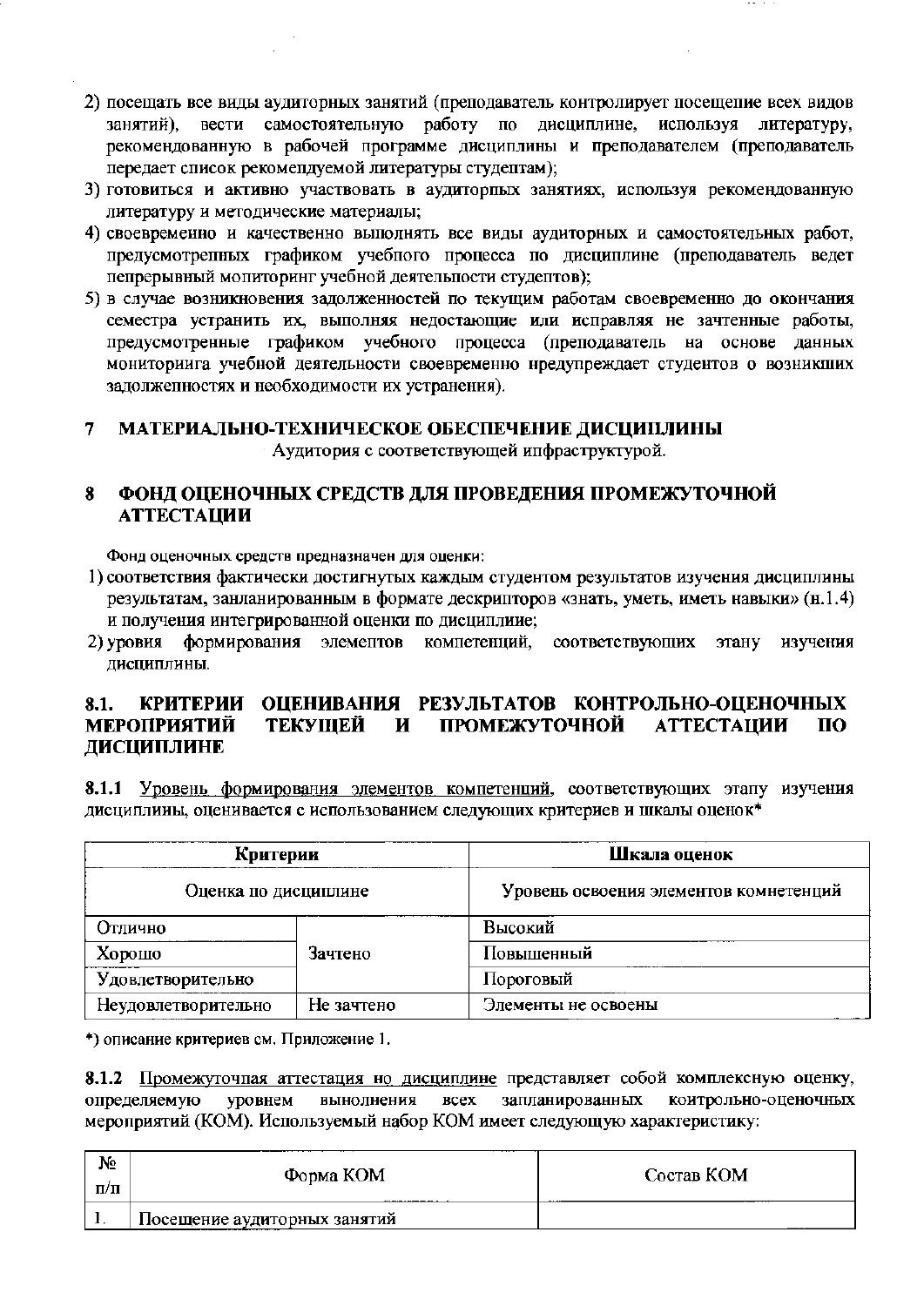2) посещать все виды аудиторных занятий (преподаватель контролирует посещение всех видов занятий), вести самостоятельную работу по дисциплине, используя литературу, рекомендованную в рабочей программе дисциплины и преподавателем (преподаватель передает список рекомендуемой литературы студентам);
3) готовиться и активно участвовать в аудиторных занятиях, используя рекомендованную литературу и методические материалы;
4) своевременно и качественно выполнять все виды аудиторных и самостоятельных работ, предусмотренных графиком учебного процесса по дисциплине (преподаватель ведет непрерывный мониторинг учебной деятельности студентов);
5) в случае возникновения задолженностей по текущим работам своевременно до окончания семестра устранить их, выполняя недостающие или исправляя не зачтенные работы, предусмотренные графиком учебного процесса (преподаватель на основе данных мониторинга учебной деятельности своевременно предупреждает студентов о возникших задолженностях и необходимости их устранения).

# 7 МАТЕРИАЛЬНО-ТЕХНИЧЕСКОЕ ОБЕСПЕЧЕНИЕ ДИСЦИПЛИНЫ

Аудитория с соответствующей инфраструктурой.

# 8 ФОНД ОЦЕНОЧНЫХ СРЕДСТВ ДЛЯ ПРОВЕДЕНИЯ ПРОМЕЖУТОЧНОЙ АТТЕСТАЦИИ

Фонд оценочных средств предназначен для оценки:

1) соответствия фактически достигнутых каждым студентом результатов изучения дисциплины результатам, запланированным в формате дескрипторов «знать, уметь, иметь навыки» (п.1.4) и получения интегрированной оценки по дисциплине;
2) уровня формирования элементов компетенций, соответствующих этапу изучения дисциплины.

## 8.1. КРИТЕРИИ ОЦЕНИВАНИЯ РЕЗУЛЬТАТОВ КОНТРОЛЬНО-ОЦЕНОЧНЫХ МЕРОПРИЯТИЙ ТЕКУЩЕЙ И ПРОМЕЖУТОЧНОЙ АТТЕСТАЦИИ ПО ДИСЦИПЛИНЕ

**8.1.1** Уровень формирования элементов компетенций, соответствующих этапу изучения дисциплины, оценивается с использованием следующих критериев и шкалы оценок*

| Критерии | | Шкала оценок |
|---|---|---|
| Оценка по дисциплине | | Уровень освоения элементов компетенций |
| Отлично | Зачтено | Высокий |
| Хорошо | | Повышенный |
| Удовлетворительно | | Пороговый |
| Неудовлетворительно | Не зачтено | Элементы не освоены |

*) описание критериев см. Приложение 1.

**8.1.2** Промежуточная аттестация по дисциплине представляет собой комплексную оценку, определяемую уровнем выполнения всех запланированных контрольно-оценочных мероприятий (КОМ). Используемый набор КОМ имеет следующую характеристику:

| № п/п | Форма КОМ | Состав КОМ |
|---|---|---|
| 1. | Посещение аудиторных занятий | |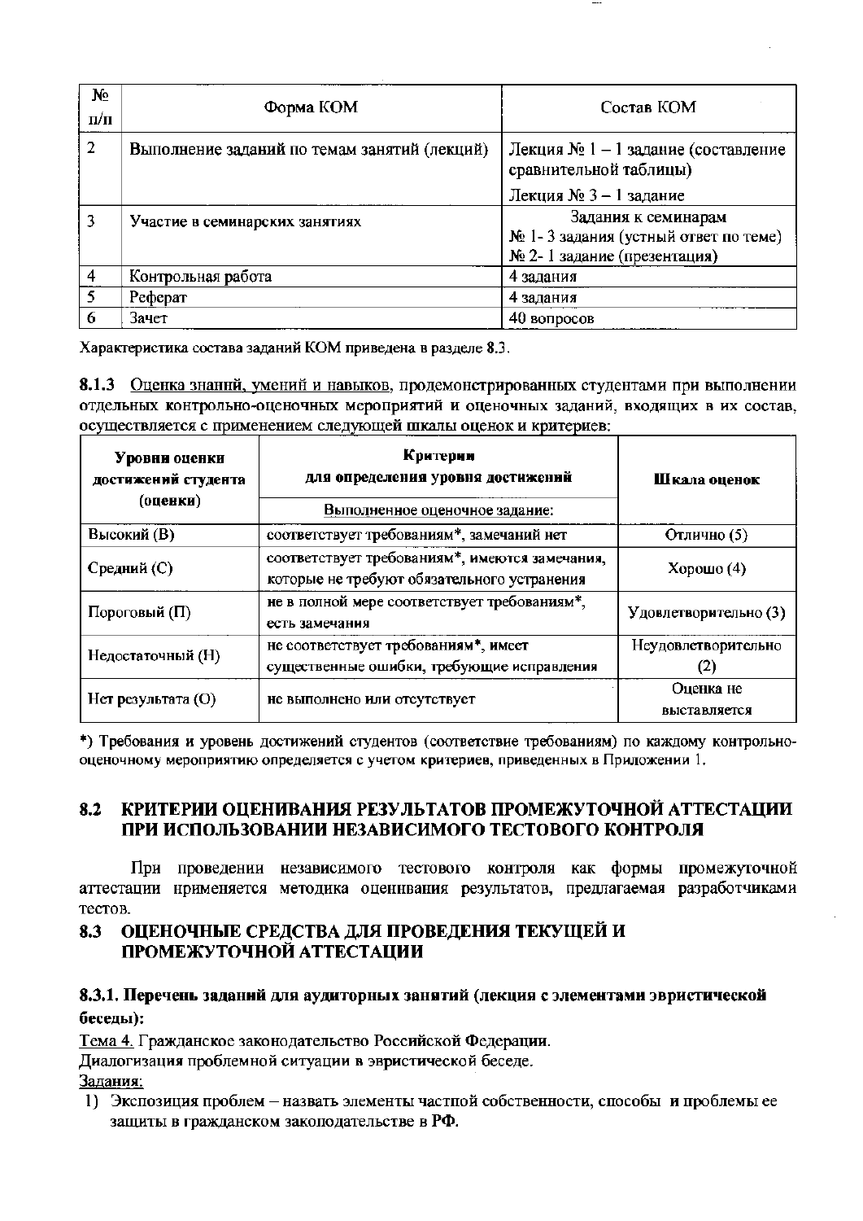| № п/п | Форма КОМ | Состав КОМ |
|---|---|---|
| 2 | Выполнение заданий по темам занятий (лекций) | Лекция № 1 – 1 задание (составление сравнительной таблицы)<br>Лекция № 3 – 1 задание |
| 3 | Участие в семинарских занятиях | Задания к семинарам<br>№ 1- 3 задания (устный ответ по теме)<br>№ 2- 1 задание (презентация) |
| 4 | Контрольная работа | 4 задания |
| 5 | Реферат | 4 задания |
| 6 | Зачет | 40 вопросов |

Характеристика состава заданий КОМ приведена в разделе 8.3.

**8.1.3** Оценка знаний, умений и навыков, продемонстрированных студентами при выполнении отдельных контрольно-оценочных мероприятий и оценочных заданий, входящих в их состав, осуществляется с применением следующей шкалы оценок и критериев:

| Уровни оценки достижений студента (оценки) | Критерии для определения уровня достижений<br>Выполненное оценочное задание: | Шкала оценок |
|---|---|---|
| Высокий (В) | соответствует требованиям*, замечаний нет | Отлично (5) |
| Средний (С) | соответствует требованиям*, имеются замечания, которые не требуют обязательного устранения | Хорошо (4) |
| Пороговый (П) | не в полной мере соответствует требованиям*, есть замечания | Удовлетворительно (3) |
| Недостаточный (Н) | не соответствует требованиям*, имеет существенные ошибки, требующие исправления | Неудовлетворительно (2) |
| Нет результата (О) | не выполнено или отсутствует | Оценка не выставляется |

*) Требования и уровень достижений студентов (соответствие требованиям) по каждому контрольно-оценочному мероприятию определяется с учетом критериев, приведенных в Приложении 1.

## 8.2 КРИТЕРИИ ОЦЕНИВАНИЯ РЕЗУЛЬТАТОВ ПРОМЕЖУТОЧНОЙ АТТЕСТАЦИИ ПРИ ИСПОЛЬЗОВАНИИ НЕЗАВИСИМОГО ТЕСТОВОГО КОНТРОЛЯ

При проведении независимого тестового контроля как формы промежуточной аттестации применяется методика оценивания результатов, предлагаемая разработчиками тестов.

## 8.3 ОЦЕНОЧНЫЕ СРЕДСТВА ДЛЯ ПРОВЕДЕНИЯ ТЕКУЩЕЙ И ПРОМЕЖУТОЧНОЙ АТТЕСТАЦИИ

### 8.3.1. Перечень заданий для аудиторных занятий (лекция с элементами эвристической беседы):

Тема 4. Гражданское законодательство Российской Федерации.

Диалогизация проблемной ситуации в эвристической беседе.

Задания:

1) Экспозиция проблем – назвать элементы частной собственности, способы и проблемы ее защиты в гражданском законодательстве в РФ.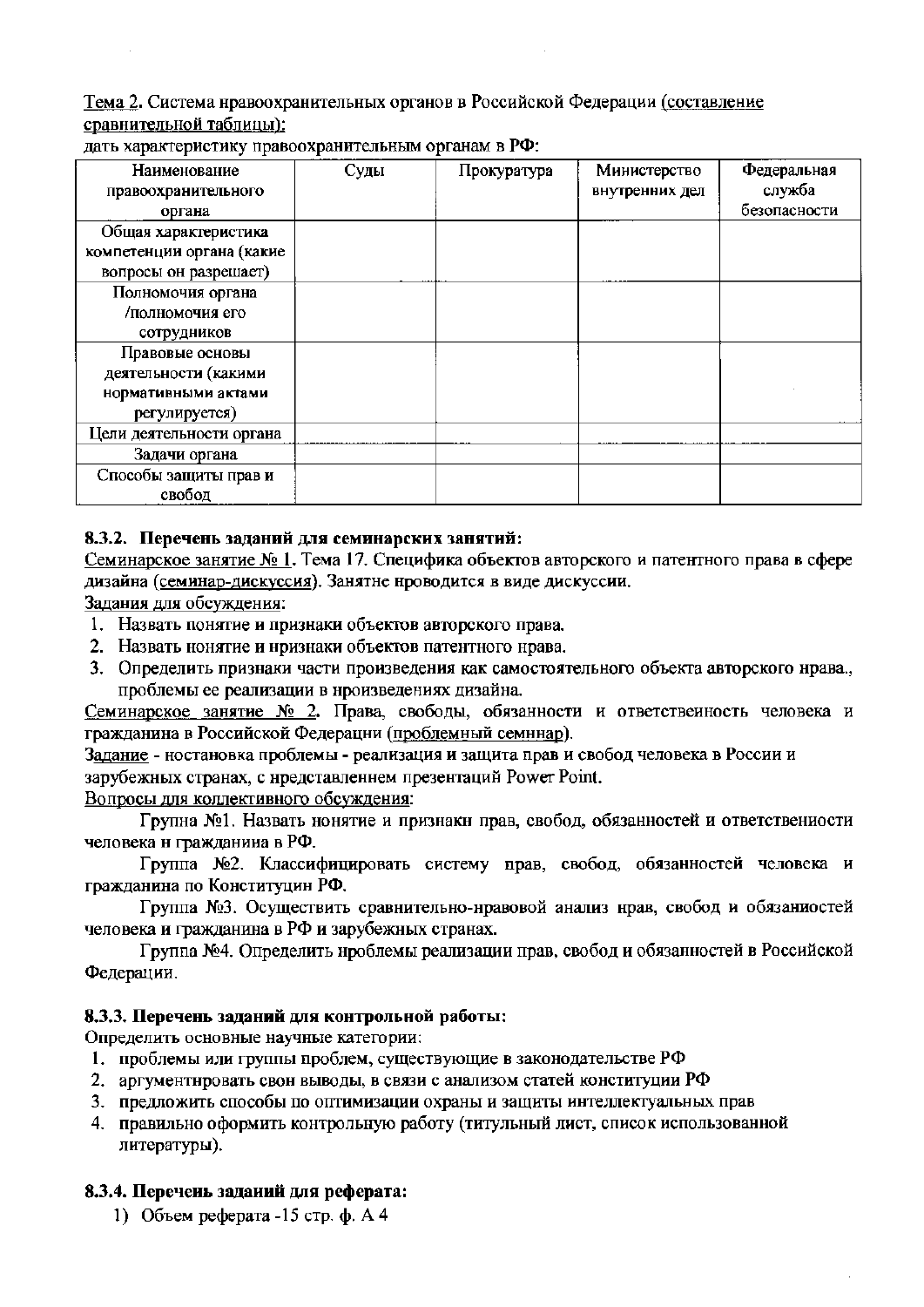<u>Тема 2</u>. Система правоохранительных органов в Российской Федерации (<u>составление сравнительной таблицы</u>):

дать характеристику правоохранительным органам в РФ:

| Наименование правоохранительного органа | Суды | Прокуратура | Министерство внутренних дел | Федеральная служба безопасности |
|---|---|---|---|---|
| Общая характеристика компетенции органа (какие вопросы он разрешает) | | | | |
| Полномочия органа /полномочия его сотрудников | | | | |
| Правовые основы деятельности (какими нормативными актами регулируется) | | | | |
| Цели деятельности органа | | | | |
| Задачи органа | | | | |
| Способы защиты прав и свобод | | | | |

### 8.3.2. Перечень заданий для семинарских занятий:

<u>Семинарское занятие № 1</u>. Тема 17. Специфика объектов авторского и патентного права в сфере дизайна (<u>семинар-дискуссия</u>). Занятие проводится в виде дискуссии.

<u>Задания для обсуждения</u>:

1. Назвать понятие и признаки объектов авторского права.
2. Назвать понятие и признаки объектов патентного права.
3. Определить признаки части произведения как самостоятельного объекта авторского права., проблемы ее реализации в произведениях дизайна.

<u>Семинарское занятие № 2</u>. Права, свободы, обязанности и ответственность человека и гражданина в Российской Федерации (<u>проблемный семинар</u>).

<u>Задание</u> - постановка проблемы - реализация и защита прав и свобод человека в России и зарубежных странах, с представлением презентаций Power Point.

<u>Вопросы для коллективного обсуждения</u>:

Группа №1. Назвать понятие и признаки прав, свобод, обязанностей и ответственности человека и гражданина в РФ.

Группа №2. Классифицировать систему прав, свобод, обязанностей человека и гражданина по Конституции РФ.

Группа №3. Осуществить сравнительно-правовой анализ прав, свобод и обязанностей человека и гражданина в РФ и зарубежных странах.

Группа №4. Определить проблемы реализации прав, свобод и обязанностей в Российской Федерации.

### 8.3.3. Перечень заданий для контрольной работы:

Определить основные научные категории:

1. проблемы или группы проблем, существующие в законодательстве РФ
2. аргументировать свои выводы, в связи с анализом статей конституции РФ
3. предложить способы по оптимизации охраны и защиты интеллектуальных прав
4. правильно оформить контрольную работу (титульный лист, список использованной литературы).

### 8.3.4. Перечень заданий для реферата:

1) Объем реферата -15 стр. ф. А 4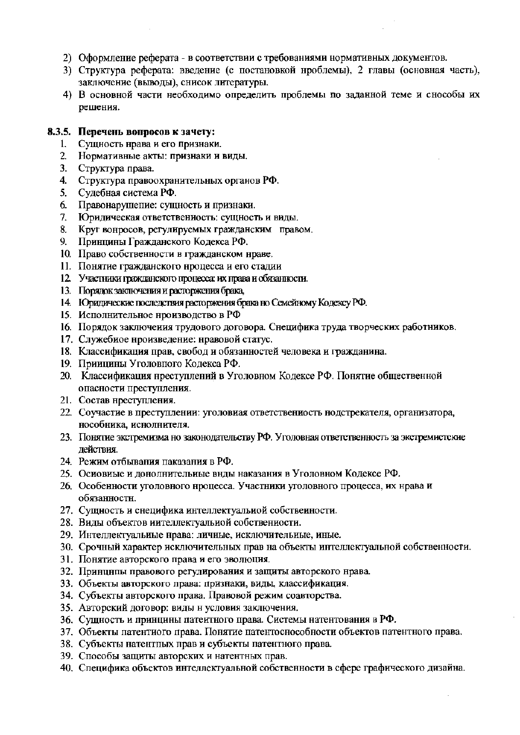2) Оформление реферата - в соответствии с требованиями нормативных документов.
3) Структура реферата: введение (с постановкой проблемы), 2 главы (основная часть), заключение (выводы), список литературы.
4) В основной части необходимо определить проблемы по заданной теме и способы их решения.

#### 8.3.5. Перечень вопросов к зачету:

1. Сущность права и его признаки.
2. Нормативные акты: признаки и виды.
3. Структура права.
4. Структура правоохранительных органов РФ.
5. Судебная система РФ.
6. Правонарушение: сущность и признаки.
7. Юридическая ответственность: сущность и виды.
8. Круг вопросов, регулируемых гражданским правом.
9. Принципы Гражданского Кодекса РФ.
10. Право собственности в гражданском праве.
11. Понятие гражданского процесса и его стадии
12. Участники гражданского процесса: их права и обязанности.
13. Порядок заключения и расторжения брака,
14. Юридические последствия расторжения брака по Семейному Кодексу РФ.
15. Исполнительное производство в РФ
16. Порядок заключения трудового договора. Специфика труда творческих работников.
17. Служебное произведение: правовой статус.
18. Классификация прав, свобод и обязанностей человека и гражданина.
19. Принципы Уголовного Кодекса РФ.
20. Классификация преступлений в Уголовном Кодексе РФ. Понятие общественной опасности преступления.
21. Состав преступления.
22. Соучастие в преступлении: уголовная ответственность подстрекателя, организатора, пособника, исполнителя.
23. Понятие экстремизма по законодательству РФ. Уголовная ответственность за экстремистские действия.
24. Режим отбывания наказания в РФ.
25. Основные и дополнительные виды наказания в Уголовном Кодексе РФ.
26. Особенности уголовного процесса. Участники уголовного процесса, их права и обязанности.
27. Сущность и специфика интеллектуальной собственности.
28. Виды объектов интеллектуальной собственности.
29. Интеллектуальные права: личные, исключительные, иные.
30. Срочный характер исключительных прав на объекты интеллектуальной собственности.
31. Понятие авторского права и его эволюция.
32. Принципы правового регулирования и защиты авторского права.
33. Объекты авторского права: признаки, виды, классификация.
34. Субъекты авторского права. Правовой режим соавторства.
35. Авторский договор: виды и условия заключения.
36. Сущность и принципы патентного права. Системы патентования в РФ.
37. Объекты патентного права. Понятие патентоспособности объектов патентного права.
38. Субъекты патентных прав и субъекты патентного права.
39. Способы защиты авторских и патентных прав.
40. Специфика объектов интеллектуальной собственности в сфере графического дизайна.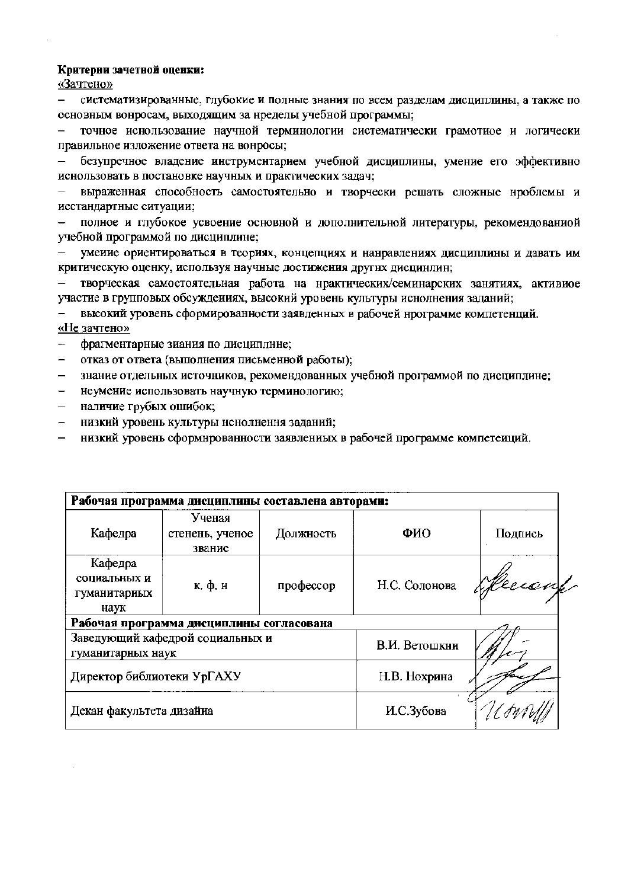**Критерии зачетной оценки:**

<u>«Зачтено»</u>

- систематизированные, глубокие и полные знания по всем разделам дисциплины, а также по основным вопросам, выходящим за пределы учебной программы;
- точное использование научной терминологии систематически грамотное и логически правильное изложение ответа на вопросы;
- безупречное владение инструментарием учебной дисциплины, умение его эффективно использовать в постановке научных и практических задач;
- выраженная способность самостоятельно и творчески решать сложные проблемы и нестандартные ситуации;
- полное и глубокое усвоение основной и дополнительной литературы, рекомендованной учебной программой по дисциплине;
- умение ориентироваться в теориях, концепциях и направлениях дисциплины и давать им критическую оценку, используя научные достижения других дисциплин;
- творческая самостоятельная работа на практических/семинарских занятиях, активное участие в групповых обсуждениях, высокий уровень культуры исполнения заданий;
- высокий уровень сформированности заявленных в рабочей программе компетенций.

<u>«Не зачтено»</u>

- фрагментарные знания по дисциплине;
- отказ от ответа (выполнения письменной работы);
- знание отдельных источников, рекомендованных учебной программой по дисциплине;
- неумение использовать научную терминологию;
- наличие грубых ошибок;
- низкий уровень культуры исполнения заданий;
- низкий уровень сформированности заявленных в рабочей программе компетенций.

| **Рабочая программа дисциплины составлена авторами:** | | | | |
|---|---|---|---|---|
| Кафедра | Ученая степень, ученое звание | Должность | ФИО | Подпись |
| Кафедра социальных и гуманитарных наук | к. ф. н | профессор | Н.С. Солонова | |
| **Рабочая программа дисциплины согласована** | | | | |
| Заведующий кафедрой социальных и гуманитарных наук | | | В.И. Ветошкин | |
| Директор библиотеки УрГАХУ | | | Н.В. Нохрина | |
| Декан факультета дизайна | | | И.С.Зубова | |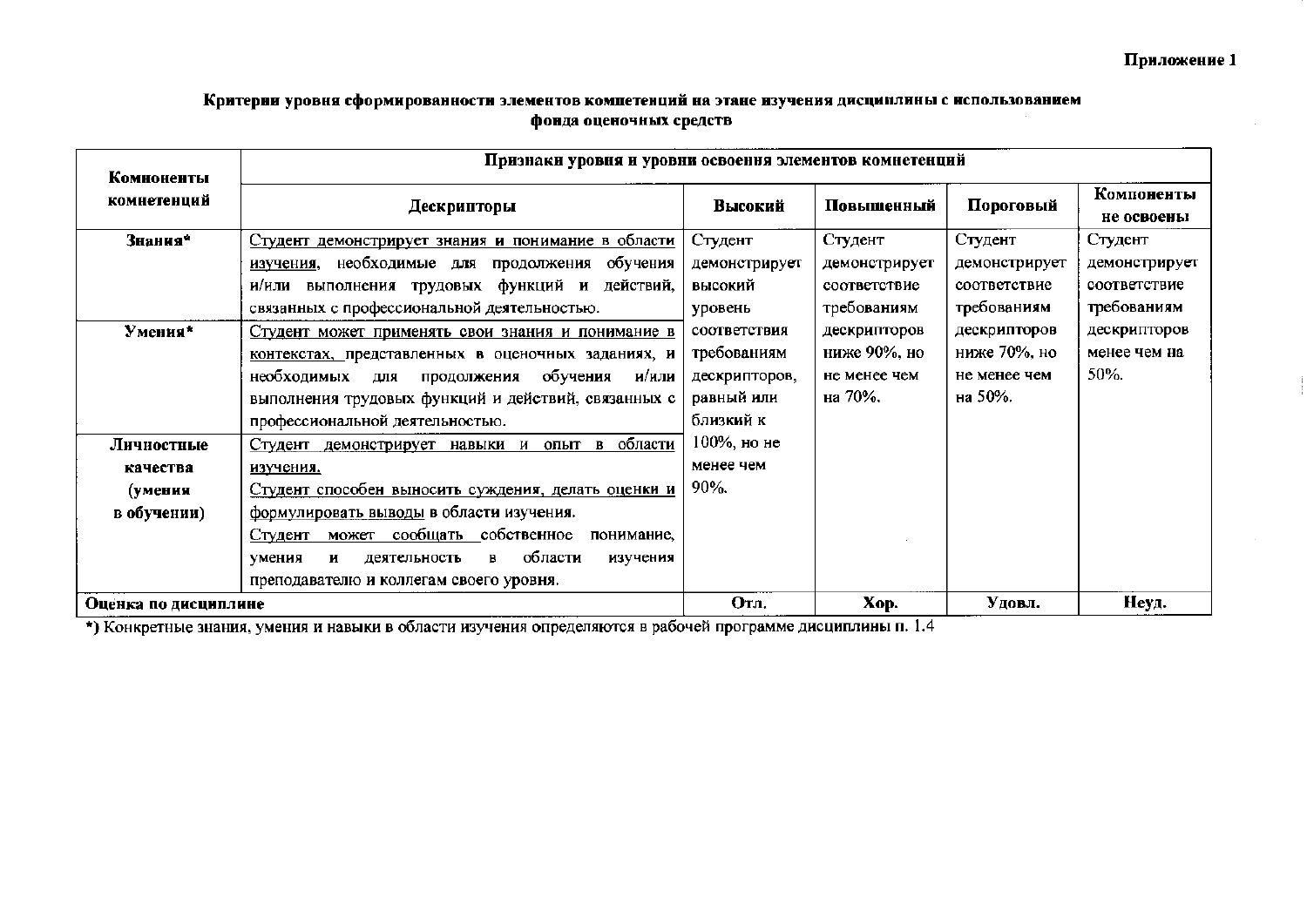**Приложение 1**

**Критерии уровня сформированности элементов компетенций на этапе изучения дисциплины с использованием фонда оценочных средств**

| **Компоненты компетенций** | **Признаки уровня и уровни освоения элементов компетенций** | | | | |
|---|---|---|---|---|---|
| | **Дескрипторы** | **Высокий** | **Повышенный** | **Пороговый** | **Компоненты не освоены** |
| **Знания*** | Студент демонстрирует знания и понимание в области изучения, необходимые для продолжения обучения и/или выполнения трудовых функций и действий, связанных с профессиональной деятельностью. | Студент демонстрирует высокий уровень соответствия требованиям дескрипторов, равный или близкий к 100%, но не менее чем 90%. | Студент демонстрирует соответствие требованиям дескрипторов ниже 90%, но не менее чем на 70%. | Студент демонстрирует соответствие требованиям дескрипторов ниже 70%, но не менее чем на 50%. | Студент демонстрирует соответствие требованиям дескрипторов менее чем на 50%. |
| **Умения*** | Студент может применять свои знания и понимание в контекстах, представленных в оценочных заданиях, и необходимых для продолжения обучения и/или выполнения трудовых функций и действий, связанных с профессиональной деятельностью. | | | | |
| **Личностные качества (умения в обучении)** | Студент демонстрирует навыки и опыт в области изучения. Студент способен выносить суждения, делать оценки и формулировать выводы в области изучения. Студент может сообщать собственное понимание, умения и деятельность в области изучения преподавателю и коллегам своего уровня. | | | | |
| **Оценка по дисциплине** | | **Отл.** | **Хор.** | **Удовл.** | **Неуд.** |

*) Конкретные знания, умения и навыки в области изучения определяются в рабочей программе дисциплины п. 1.4